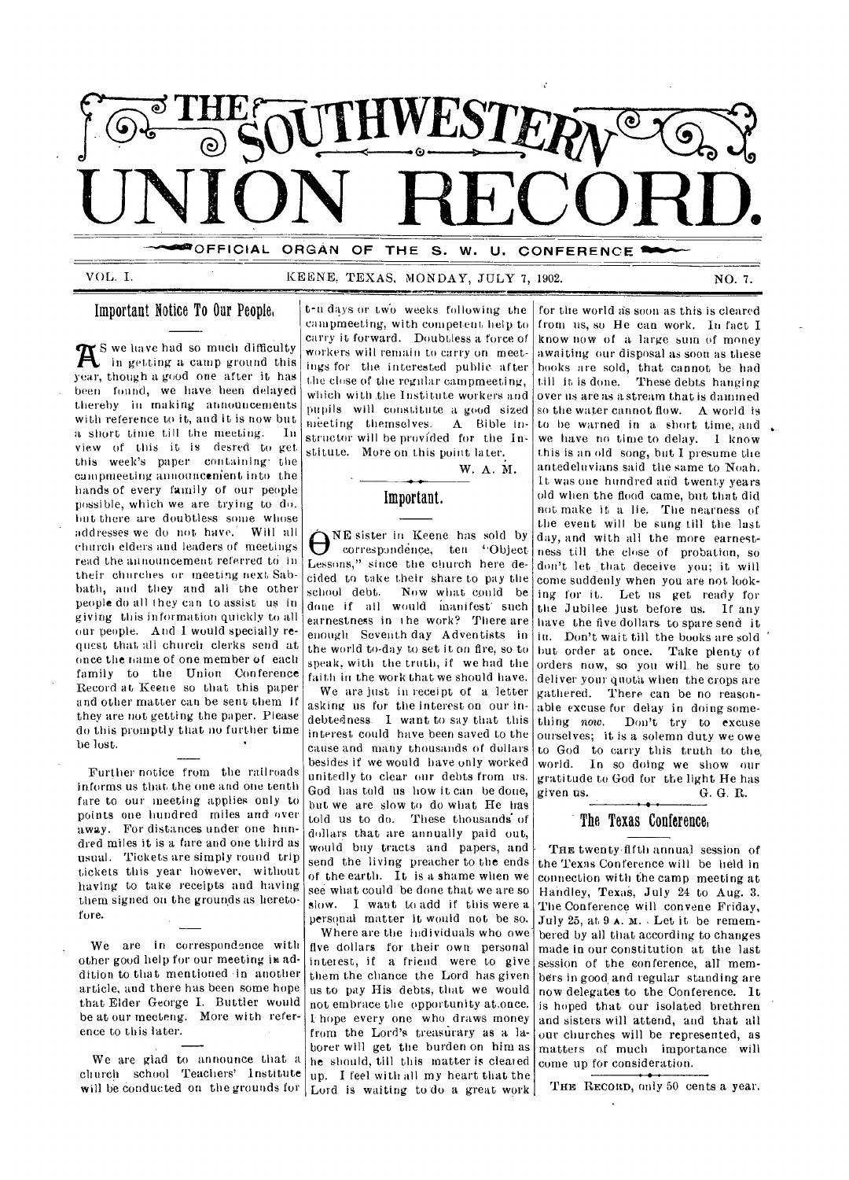# THE SOUTHWESTERN UNION RECORD.

OFFICIAL ORGAN OF THE S. W. U. CONFERENCE

VOL. I. KEENE, TEXAS, MONDAY, JULY 7, 1902. NO. 7.

## Important Notice To Our People.

AS we have had so much difficulty in getting a camp ground this year, though a good one after it has been found, we have been delayed thereby in making announcements with reference to it, and it is now but a short time till the meeting. In view of this it is desred to get this week's paper containing the campmeeting announcement into the hands of every family of our people possible, which we are trying to do, but there are doubtless some whose addresses we do not have. Will all church elders and leaders of meetings read the announcement referred to in their churches or meeting next Sabbath, and they and all the other people do all they can to assist us in giving this information quickly to all our people. And I would specially request that all church clerks send at once the name of one member of each family to the Union Conference Record at Keene so that this paper and other matter can be sent them if they are not getting the paper. Please do this promptly that no further time be lost.

Further notice from the railroads informs us that the one and one tenth fare to our meeting applies only to points one hundred miles and over away. For distances under one hundred miles it is a fare and one third as usual. Tickets are simply round trip tickets this year however, without having to take receipts and having them signed on the grounds as heretofore.

We are in correspondence with other good help for our meeting in addition to that mentioned in another article, and there has been some hope that Elder George I. Buttler would be at our meeteng. More with reference to this later.

We are glad to announce that a church school Teachers' Institute will be conducted on the grounds for ten days or two weeks following the campmeeting, with competent help to carry it forward. Doubtless a force of workers will remain to carry on meetings for the interested public after the close of the regular campmeeting, which with the Institute workers and pupils will constitute a good sized meeting themselves. A Bible instructor will be provided for the Institute. More on this point later.

W. A. M.

## Important.

ONE sister in Keene has sold by correspondence, ten "Object Lessons," since the church here decided to take their share to pay the school debt. Now what could be done if all would manifest such earnestness in the work? There are enough Seventh day Adventists in the world to-day to set it on fire, so to speak, with the truth, if we had the faith in the work that we should have.

We are just in receipt of a letter asking us for the interest on our indebtedness. I want to say that this interest could have been saved to the cause and many thousands of dollars besides if we would have only worked unitedly to clear our debts from us. God has told us how it can be done, but we are slow to do what He has told us to do. These thousands of dollars that are annually paid out, would buy tracts and papers, and send the living preacher to the ends of the earth. It is a shame when we see what could be done that we are so slow. I want to add if this were a personal matter it would not be so.

Where are the individuals who owe five dollars for their own personal interest, if a friend were to give them the chance the Lord has given us to pay His debts, that we would not embrace the opportunity at once. I hope every one who draws money from the Lord's treasurary as a laborer will get the burden on him as he should, till this matter is cleared up. I feel with all my heart that the Lord is waiting to do a great work for the world as soon as this is cleared from us, so He can work. In fact I know now of a large sum of money awaiting our disposal as soon as these books are sold, that cannot be had till it is done. These debts hanging over us are as a stream that is dammed so the water cannot flow. A world is to be warned in a short time, and we have no time to delay. I know this is an old song, but I presume the antedeluvians said the same to Noah. It was one hundred and twenty years old when the flood came, but that did not make it a lie. The nearness of the event will be sung till the last day, and with all the more earnestness till the close of probation, so don't let that deceive you; it will come suddenly when you are not looking for it. Let us get ready for the Jubilee just before us. If any have the five dollars to spare send it in. Don't wait till the books are sold but order at once. Take plenty of orders now, so you will be sure to deliver your quota when the crops are gathered. There can be no reasonable excuse for delay in doing something *now*. Don't try to excuse ourselves; it is a solemn duty we owe to God to carry this truth to the world. In so doing we show our gratitude to God for the light He has given us.

G. G. R.

## The Texas Conference.

THE twenty-fifth annual session of the Texas Conference will be held in connection with the camp meeting at Handley, Texas, July 24 to Aug. 3. The Conference will convene Friday, July 25, at 9 A. M. Let it be remembered by all that according to changes made in our constitution at the last session of the conference, all members in good and regular standing are now delegates to the Conference. It is hoped that our isolated brethren and sisters will attend, and that all our churches will be represented, as matters of much importance will come up for consideration.

THE RECORD, only 50 cents a year.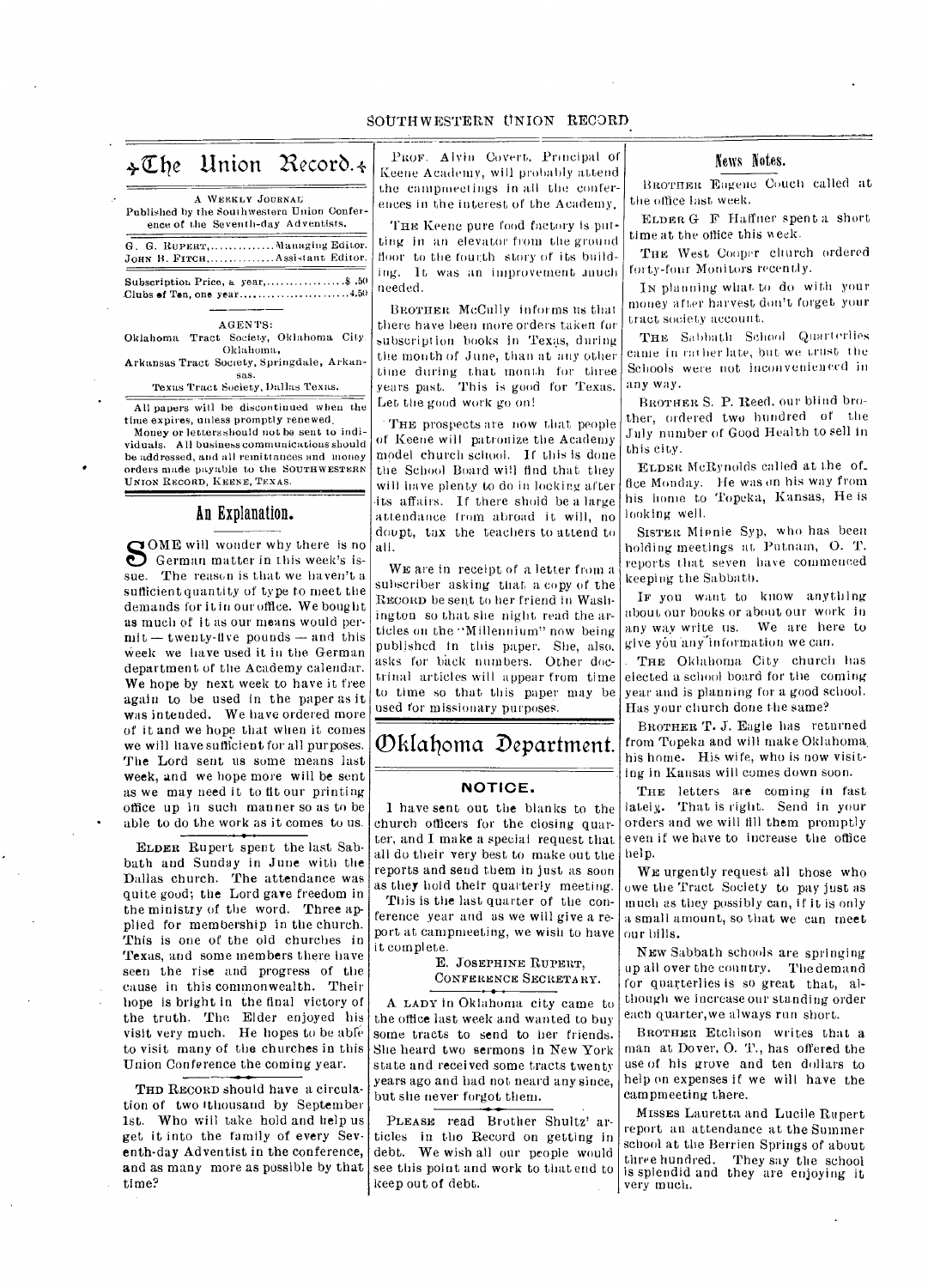# The Union Record.

A WEEKLY JOURNAL
Published by the Southwestern Union Conference of the Seventh-day Adventists.

G. G. RUPERT, .............. Managing Editor.
JOHN B. FITCH, .............. Assistant Editor.

Subscription Price, a year, ................ $ .50
Clubs of Ten, one year ........................ 4.50

AGENTS:
Oklahoma Tract Society, Oklahoma City Oklahoma,
Arkansas Tract Society, Springdale, Arkansas.
Texas Tract Society, Dallas Texas.

All papers will be discontinued when the time expires, unless promptly renewed.

Money or letters should not be sent to individuals. All business communications should be addressed, and all remittances and money orders made payable to the SOUTHWESTERN UNION RECORD, KEENE, TEXAS.

## An Explanation.

SOME will wonder why there is no German matter in this week's issue. The reason is that we haven't a sufficient quantity of type to meet the demands for it in our office. We bought as much of it as our means would permit — twenty-five pounds — and this week we have used it in the German department of the Academy calendar. We hope by next week to have it free again to be used in the paper as it was intended. We have ordered more of it and we hope that when it comes we will have sufficient for all purposes. The Lord sent us some means last week, and we hope more will be sent as we may need it to fit our printing office up in such manner so as to be able to do the work as it comes to us.

ELDER Rupert spent the last Sabbath and Sunday in June with the Dallas church. The attendance was quite good; the Lord gave freedom in the ministry of the word. Three applied for membership in the church. This is one of the old churches in Texas, and some members there have seen the rise and progress of the cause in this commonwealth. Their hope is bright in the final victory of the truth. The Elder enjoyed his visit very much. He hopes to be able to visit many of the churches in this Union Conference the coming year.

THE RECORD should have a circulation of two thousand by September 1st. Who will take hold and help us get it into the family of every Seventh-day Adventist in the conference, and as many more as possible by that time?

PROF. Alvin Covert, Principal of Keene Academy, will probably attend the campmeetings in all the conferences in the interest of the Academy.

THE Keene pure food factory is putting in an elevator from the ground floor to the fourth story of its building. It was an improvement much needed.

BROTHER McCully informs us that there have been more orders taken for subscription books in Texas, during the month of June, than at any other time during that month for three years past. This is good for Texas. Let the good work go on!

THE prospects are now that people of Keene will patronize the Academy model church school. If this is done the School Board will find that they will have plenty to do in looking after its affairs. If there should be a large attendance from abroad it will, no doubt, tax the teachers to attend to all.

WE are in receipt of a letter from a subscriber asking that a copy of the RECORD be sent to her friend in Washington so that she might read the articles on the "Millennium" now being published in this paper. She, also, asks for back numbers. Other doctrinal articles will appear from time to time so that this paper may be used for missionary purposes.

## Oklahoma Department.

### NOTICE.

I have sent out the blanks to the church officers for the closing quarter, and I make a special request that all do their very best to make out the reports and send them in just as soon as they hold their quarterly meeting. This is the last quarter of the conference year and as we will give a report at campmeeting, we wish to have it complete.

E. JOSEPHINE RUPERT,
CONFERENCE SECRETARY.

A LADY in Oklahoma city came to the office last week and wanted to buy some tracts to send to her friends. She heard two sermons in New York state and received some tracts twenty years ago and had not heard any since, but she never forgot them.

PLEASE read Brother Shultz' articles in the Record on getting in debt. We wish all our people would see this point and work to that end to keep out of debt.

## News Notes.

BROTHER Eugene Couch called at the office last week.

ELDER G F Haffner spent a short time at the office this week.

THE West Cooper church ordered forty-four Monitors recently.

IN planning what to do with your money after harvest don't forget your tract society account.

THE Sabbath School Quarterlies came in rather late, but we trust the Schools were not inconvenienced in any way.

BROTHER S. P. Reed, our blind brother, ordered two hundred of the July number of Good Health to sell in this city.

ELDER McRynolds called at the office Monday. He was on his way from his home to Topeka, Kansas, He is looking well.

SISTER Minnie Syp, who has been holding meetings at Putnam, O. T. reports that seven have commenced keeping the Sabbath.

IF you want to know anything about our books or about our work in any way write us. We are here to give you any information we can.

THE Oklahoma City church has elected a school board for the coming year and is planning for a good school. Has your church done the same?

BROTHER T. J. Eagle has returned from Topeka and will make Oklahoma his home. His wife, who is now visiting in Kansas will comes down soon.

THE letters are coming in fast lately. That is right. Send in your orders and we will fill them promptly even if we have to increase the office help.

WE urgently request all those who owe the Tract Society to pay just as much as they possibly can, if it is only a small amount, so that we can meet our bills.

NEW Sabbath schools are springing up all over the country. The demand for quarterlies is so great that, although we increase our standing order each quarter, we always run short.

BROTHER Etchison writes that a man at Dover, O. T., has offered the use of his grove and ten dollars to help on expenses if we will have the campmeeting there.

MISSES Lauretta and Lucile Rupert report an attendance at the Summer school at the Berrien Springs of about three hundred. They say the school is splendid and they are enjoying it very much.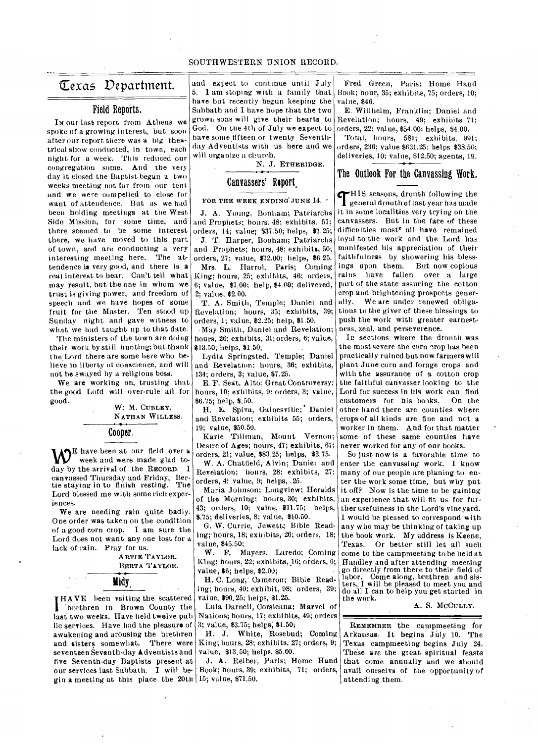# Texas Department.

## Field Reports.

IN our last report from Athens we spoke of a growing interest, but soon after our report there was a big theatrical show conducted, in town, each night for a week. This reduced our congregation some. And the very day it closed the Baptist began a two weeks meeting not far from our tent and we were compelled to close for want of attendence. But as we had been holding meetings at the West Side Mission, for some time, and there seemed to be some interest there, we have moved to this part of town, and are conducting a very interesting meeting here. The attendence is very good, and there is a real interest to hear. Can't tell what may result, but the one in whom we trust is giving power, and freedom of speech and we have hopes of some fruit for the Master. Ten stood up Sunday night and gave witness to what we had taught up to that date.

The ministers of the town are doing their work by still hunting; but thank the Lord there are some here who believe in liberty of conscience, and will not be swayed by a religious boss.

We are working on, trusting that the good Lord will over-rule all for good.

W. M. CURLEY.
NATHAN WILLESS.

## Cooper.

WE have been at our field over a week and were made glad today by the arrival of the RECORD. I canvassed Thursday and Friday, Bertie staying in to finish resting. The Lord blessed me with some rich experiences.

We are needing rain quite badly. One order was taken on the condition of a good corn crop. I am sure the Lord does not want any one lost for a lack of rain. Pray for us.

ARTIE TAYLOR.
BERTA TAYLOR.

## Midy.

I HAVE been vsiting the scattered brethren in Brown County the last two weeks. Have held twelve public services. Have had the pleasure of awakening and arousing the brethren and sisters somewhat. There were seventeen Seventh-day Adventists and five Seventh-day Baptists present at our services last Sabbath. I will begin a meeting at this place the 20th and expect to continue until July 5. I am stoping with a family that have but recently begun keeping the Sabbath and I have hope that the two grown sons will give their hearts to God. On the 4th of July we expect to have some fifteen or twenty Seventh-day Adventists with us here and we will organize a church.

N. J. ETHERIDGE.

## Canvassers' Report.

FOR THE WEEK ENDING JUNE 14.

J. A. Young, Bonham; Patriarchs and Prophets; hours, 48; exhibits, 57; orders, 14; value; $37.50; helps, $7.25;

J. T. Harper, Bonham; Patriarchs and Prophets; hours, 48; exhibits, 50; orders, 27; value, $72.00; helps, $6 25.

Mrs. L. Harrol, Paris; Coming King; hours, 25; exhibits, 46; orders, 6; value, $7.00; help, $4.00; delivered, 2; value, $2.00.

T. A. Smith, Temple; Daniel and Revelation; hours, 35; exhibits, 39; orders, 1; value, $2.25; help, $1.50.

May Smith, Daniel and Revelation; hours, 26; exhibits, 31; orders, 6; value, $13.50; helps, $1.50.

Lydia Springsted, Temple; Daniel and Revelation; hours, 36; exhibits, 134; orders, 3; value, $7.25.

E. F. Seat, Alto; Great Controversy; hours, 10; exhibits, 9; orders, 3; value, $6.75; help, $.50.

H. E. Spiva, Gainesville; Daniel and Revelation; exhibits 55; orders, 19; value, $50.50.

Karie Tillman, Mount Vernon; Desire of Ages; hours, 47; exhibits, 67; orders, 21; value, $83 25; helps, $2.75.

W. A. Chatfield, Alvin; Daniel and Revelation; hours, 28; exhibits, 27; orders, 4; value, 9; helps, .25.

Maria Johnson; Longview; Heralds of the Morning; hours, 30; exhibits, 43; orders, 10; value, $11.75; helps, $.75; deliveries, 8; value, $10.50.

G. W. Currie, Jewett; Bible Reading; hours, 18; exhibits, 26; orders, 18; value, $45.50;

W. F. Mayers, Laredo; Coming King; hours, 22; exhibits, 16; orders, 6; value, $6; helps, $2.00;

H. C. Long, Cameron; Bible Reading; hours, 40; exhibit, 98; orders, 39; value, $90.25; helps, $1.25.

Lula Darnell, Corsicana; Marvel of Nations; hours, 17; exhibits, 49; orders 3; value, $3.75; helps, $1.50;

H. J. White, Rosebud; Coming King; hours, 28; exhibits, 27; orders, 9; value, $13.50; helps, $5.00.

J. A. Reiber, Paris; Home Hand Book; hours, 39; exhibits, 71; orders, 15; value, $71.50.

Fred Green, Paris; Home Hand Book; hour, 35; exhibits, 75; orders, 10; value, $46.

E. Willhelm, Franklin; Daniel and Revelation; hours, 49; exhibits 71; orders, 22; value, $54.00; helps, $4.00.

Total, hours, 581; exhibits, 991; orders, 236; value $631.25; helps $38.50; deliveries, 10; value, $12.50; agents, 19.

## The Outlook For the Canvassing Work.

THIS seasons, drouth following the general drouth of last year has made it in some localities very trying on the canvassers. But in the face of these difficulties most all have remained loyal to the work and the Lord has manifested his appreciation of their faithfulness by showering his blessings upon them. But now copious rains have fallen over a large part of the state assuring the cotton crop and brightening prospects generally. We are under renewed obligations to the giver of these blessings to push the work with greater earnestness, zeal, and perseverence.

In sections where the drouth was the most severe the corn crop has been practically ruined but now farmers will plant June corn and forage crops and with the assurance of a cotton crop the faithful canvasser looking to the Lord for success in his work can find customers for his books. On the other hand there are counties where crops of all kinds are fine and not a worker in them. And for that matter some of these same counties have never worked for any of our books.

So just now is a favorable time to enter the canvassing work. I know many of our people are planing to enter the work some time, but why put it off? Now is the time to be gaining an experience that will fit us for further usefulness in the Lord's vineyard. I would be pleased to correspond with any who may be thinking of taking up the book work. My address is Keene, Texas. Or better still let all such come to the campmeeting to be held at Handley and after attending meeting go directly from there to their field of labor. Come along, brethren and sisters, I will be pleased to meet you and do all I can to help you get started in the work.

A. S. McCULLY.

---

REMEMBER the campmeeting for Arkansas. It begins July 10. The Texas campmeeting begins July 24. These are the great spiritual feasts that come annually and we should avail ourselvs of the opportunity of attending them.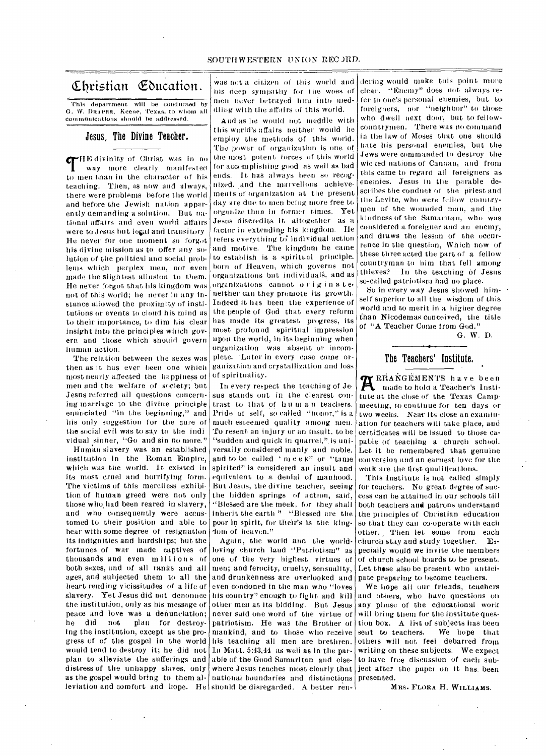# Christian Education.

This department will be conducted by G. W. DRAPER, Keene, Texas, to whom all communications should be addressed.

## Jesus, The Divine Teacher.

THE divinity of Christ was in no way more clearly manifested to men than in the character of his teaching. Then, as now and always, there were problems before the world and before the Jewish nation apparently demanding a solution. But national affairs and even world affairs were to Jesus but local and transitory He never for one moment so forgot his divine mission as to offer any solution of the political and social problems which perplex men, nor even made the slightest allusion to them. He never forgot that his kingdom was not of this world; he never in any instance allowed the proximity of institutions or events to cloud his mind as to their importance, to dim his clear insight into the principles which govern and those which should govern human action.

The relation between the sexes was then as it has ever been one which most nearly affected the happiness of men and the welfare of society; but Jesus referred all questions concerning marriage to the divine principle enunciated "in the beginning," and his only suggestion for the cure of the social evil was to say to the individual sinner, "Go and sin no more."

Human slavery was an established institution in the Roman Empire, which was the world. It existed in its most cruel and horrifying form. The victims of this merciless exhibition of human greed were not only those who had been reared in slavery, and who consequently were accustomed to their position and able to bear with some degree of resignation its indignities and hardships; but the fortunes of war made captives of thousands and even millions of both sexes, and of all ranks and all ages, and subjected them to all the heart rending vicissitudes of a life of slavery. Yet Jesus did not denounce the institution, only as his message of peace and love was a denunciation; he did not plan for destroying the institution, except as the progress of of the gospel in the world would tend to destroy it; he did not plan to alleviate the sufferings and distress of the unhappy slaves, only as the gospel would bring to them alleviation and comfort and hope. He was not a citizen of this world and his deep sympathy for the woes of men never betrayed him into meddling with the affairs of this world.

And as he would not meddle with this world's affairs neither would he employ the methods of this world. The power of organization is one of the most potent forces of this world for accomplishing good as well as bad ends. It has always been so recognized, and the marvellous achievements of organization at the present day are due to men being more free to organize than in former times. Yet Jesus discredits it altogether as a factor in extending his kingdom. He refers everything to individual action and motive. The kingdom he came to establish is a spiritual principle, born of Heaven, which governs not organizations but individuals, and as organizations cannot originate, neither can they promote its growth. Indeed it has been the experience of the people of God that every reform has made its greatest progress, its most profound spiritual impression upon the world, in its beginning when organization was absent or incomplete. Later in every case came organization and crystallization and loss of spirituality.

In every respect the teaching of Jesus stands out in the clearest contrast to that of human teachers. Pride of self, so called "honor," is a much esteemed quality among men. To resent an injury or an insult, to be "sudden and quick in quarrel," is universally considered manly and noble, and to be called "meek" or "tame spirited" is considered an insult and equivalent to a denial of manhood. But Jesus, the divine teacher, seeing the hidden springs of action, said, "Blessed are the meek, for they shall inherit the earth." "Blessed are the poor in spirit, for their's is the kingdom of heaven."

Again, the world and the world-loving church laud "Patriotism" as one of the very highest virtues of men; and ferocity, cruelty, sensuality, and drunkenness are overlooked and even condoned in the man who "loves his country" enough to fight and kill other men at its bidding. But Jesus never said one word of the virtue of patriotism. He was the Brother of mankind, and to those who receive his teaching all men are brethren. In Matt. 5:43,44 as well as in the parable of the Good Samaritan and elsewhere Jesus teaches most clearly that national boundaries and distinctions should be disregarded. A better rendering would make this point more clear. "Enemy" does not always refer to one's personal enemies, but to foreigners, nor "neighbor" to those who dwell next door, but to fellow-countrymen. There was no command in the law of Moses that one should hate his personal enemies, but the Jews were commanded to destroy the wicked nations of Canaan, and from this came to regard all foreigners as enemies. Jesus in the parable describes the conduct of the priest and the Levite, who were fellow countrymen of the wounded man, and the kindness of the Samaritan, who was considered a foreigner and an enemy, and draws the lesson of the occurrence in the question, Which now of these three acted the part of a fellow countryman to him that fell among thieves? In the teaching of Jesus so-called patriotism had no place.

So in every way Jesus showed himself superior to all the wisdom of this world and to merit in a higher degree than Nicodemas conceived, the title of "A Teacher Come from God."

G. W. D.

## The Teachers' Institute.

ARRANGEMENTS have been made to hold a Teacher's Institute at the close of the Texas Camp-meeting, to continue for ten days or two weeks. Near its close an examination for teachers will take place, and certificates will be issued to those capable of teaching a church school. Let it be remembered that genuine conversion and an earnest love for the work are the first qualifications.

This Institute is not called simply for teachers. No great degree of success can be attained in our schools till both teachers and patrons understand the principles of Christian education so that they can co-operate with each other. Then let some from each church stay and study together. Especially would we invite the members of church school boards to be present. Let these also be present who anticipate preparing to become teachers.

We hope all our friends, teachers and others, who have questions on any phase of the educational work will bring them for the institute question box. A list of subjects has been sent to teachers. We hope that others will not feel debarred from writing on these subjects. We expect to have free discussion of each subject after the paper on it has been presented.

MRS. FLORA H. WILLIAMS.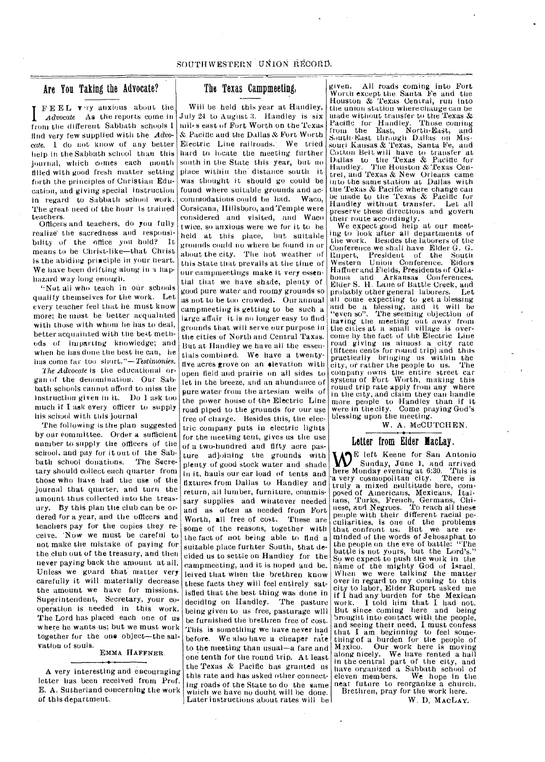## Are You Taking the Advocate?

I FEEL very anxious about the *Advocate*. As the reports come in from the different Sabbath schools I find very few supplied with the *Advocate*. I do not know of any better help in the Sabbath school than this journal, which comes each month filled with good fresh matter setting forth the principles of Christian Education, and giving special instruction in regard to Sabbath school work. The great need of the hour is trained teachers.

Officers and teachers, do you fully realize the sacredness and responsibility of the office you hold? It means to be Christ-like—that Christ is the abiding principle in your heart. We have been drifting along in a hap-hazard way long enough.

"Not all who teach in our schools qualify themselves for the work. Let every teacher feel that he must know more; he must be better acquainted with those with whom he has to deal, better acquainted with the best methods of imparting knowledge; and when he has done the best he can, he has come far too short."—*Testimonies*.

*The Advocate* is the educational organ of the denomination. Our Sabbath schools cannot afford to miss the instruction given in it. Do I ask too much if I ask every officer to supply his school with this journal

The following is the plan suggested by our committee. Order a sufficient number to supply the officers of the school, and pay for it out of the Sabbath school donations. The Secretary should collect each quarter from those who have had the use of the journal that quarter, and turn the amount thus collected into the treasury. By this plan the club can be ordered for a year, and the officers and teachers pay for the copies they receive. Now we must be careful to not make the mistake of paying for the club out of the treasury, and then never paying back the amount at all. Unless we guard that matter very carefully it will materially decrease the amount we have for missions. Superintendent, Secretary, your cooperation is needed in this work. The Lord has placed each one of us where he wants us; but we must work together for the one object—the salvation of souls.

EMMA HAFFNER.

---

A very interesting and encouraging letter has been received from Prof. E. A. Sutherland concerning the work of this department.

## The Texas Campmeeting,

Will be held this year at Handley, July 24 to August 3. Handley is six miles east of Fort Worth on the Texas & Pacific and the Dallas & Fort Worth Electric Line railroads. We tried hard to locate the meeting further south in the State this year, but no place within the distance south it was thought it should go could be found where suitable grounds and accommodations could be had. Waco, Corsicana, Hillsboro, and Temple were considered and visited, and Waco twice, so anxious were we for it to be held at this place, but suitable grounds could no where be found in or about the city. The hot weather of this State that prevails at the time of our campmeetings make it very essential that we have shade, plenty of good pure water and roomy grounds so as not to be too crowded. Our annual campmeeting is getting to be such a large affair it is no longer easy to find grounds that will serve our purpose in the cities of North and Central Taxas. But at Handley we have all the essentials combined. We have a twenty-five acres grove on an elevation with open field and prairie on all sides to let in the breeze, and an abundance of pure water from the artesian wells of the power house of the Electric Line road piped to the grounds for our use free of charge. Besides this, the electric company puts in electric lights for the meeting tent, gives us the use of a two-hundred and fifty acre pasture adjoining the grounds with plenty of good stock water and shade in it, hauls our car load of tents and fixtures from Dallas to Handley and return, all lumber, furniture, commissary supplies and whatever needed and as often as needed from Fort Worth, all free of cost. These are some of the reasons, together with the fact of not being able to find a suitable place furhter South, that decided us to settle on Handley for the campmeeting, and it is hoped and beleived that when the brethren know these facts they will feel entirely satisfied that the best thing was done in deciding on Handley. The pasture being given to us free, pasturage will be furnished the brethren free of cost. This is something we have never had before. We also have a cheaper rate to the meeting than usual—a fare and one tenth for the round trip. At least the Texas & Pacific has granted us this rate and has asked other connecting roads of the State to do the same which we have no doubt will be done. Later instructions about rates will be given. All roads coming into Fort Worth except the Santa Fe and the Houston & Texas Central, run into the union station where change can be made without transfer to the Texas & Pacific for Handley. Those coming from the East, North-East, and South-East through Dallas on Missouri Kansas & Texas, Santa Fe, and Cotton Belt will have to transfer at Dallas to the Texas & Pacific for Handley. The Houston & Texas Central, and Texas & New Orleans came into the same station at Dallas with the Texas & Pacific where change can be made to the Texas & Pacific for Handley without transfer. Let all preserve these directions and govern their route accordingly.

We expect good help at our meeting to look after all departments of the work. Besides the laborers of the Conference we shall have Elder G. G. Rupert, President of the South Western Union Conference. Elders Haffner and Fields, Presidents of Oklahoma and Arkansas Conferences, Elder S. H. Lane of Battle Creek, and probably other general laborers. Let all come expecting to get a blessing and be a blessing, and it will be "even so". The seeming objection of having the meeting out away from the cities at a small village is overcome by the fact of the Electric Line road giving us almost a city rate (fifteen cents for round trip) and thus practically bringing us within the city, or rather the people to us. The company owns the entire street car system of Fort Worth, making this round trip rate apply from any where in the city, and claim they can handle more people to Handley than if it were in the city. Come praying God's blessing upon the meeting.

W. A. McCUTCHEN.

## Letter from Elder MacLay.

WE left Keene for San Antonio Sunday, June 1, and arrived here Monday evening at 6:30. This is a very cosmopolitan city. There is truly a mixed multitude here, composed of Americans, Mexicans, Italians, Turks, French, Germans, Chinese, and Negroes. To reach all these people with their different racial peculiarities, is one of the problems that confront us. But we are reminded of the words of Jehosaphat to the people on the eve of battle: "The battle is not yours, but the Lord's." So we expect to push the work in the name of the mighty God of Israel. When we were talking the matter over in regard to my coming to this city to labor, Elder Rupert asked me if I had any burden for the Mexican work. I told him that I had not. But since coming here and being brought into contact with the people, and seeing their need, I must confess that I am beginning to feel something of a burden for the people of Mexico. Our work here is moving along nicely. We have rented a hall in the central part of the city, and have organized a Sabbath school of eleven members. We hope in the near future to reorganize a church.

Brethren, pray for the work here.

W. D. MACLAY.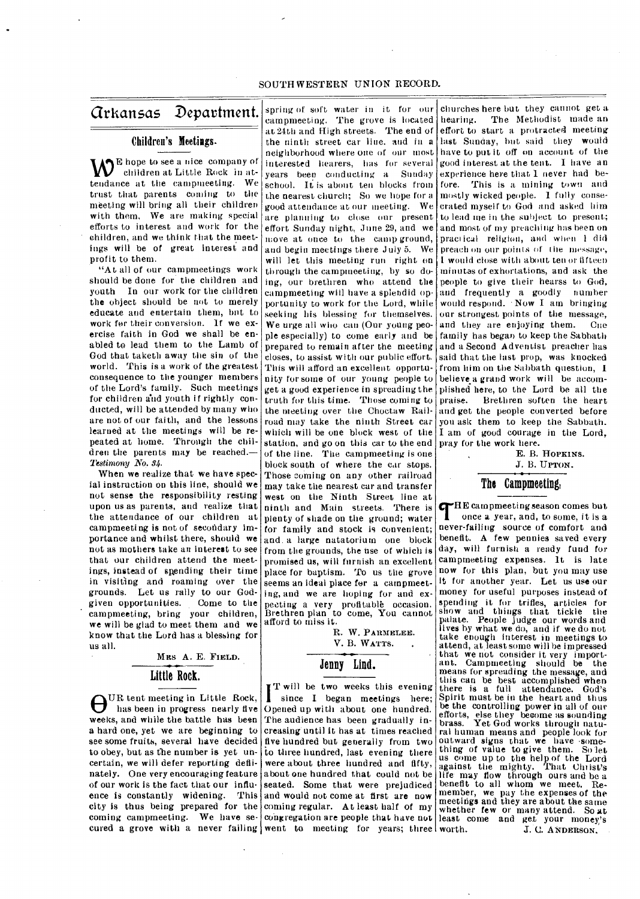# Arkansas Department.

## Children's Meetings.

WE hope to see a nice company of children at Little Rock in attendance at the campmeeting. We trust that parents coming to the meeting will bring all their children with them. We are making special efforts to interest and work for the children, and we think that the meetings will be of great interest and profit to them.

"At all of our campmeetings work should be done for the children and youth In our work for the children the object should be not to merely educate and entertain them, but to work for their conversion. If we exercise faith in God we shall be enabled to lead them to the Lamb of God that taketh away the sin of the world. This is a work of the greatest consequence to the younger members of the Lord's family. Such meetings for children and youth if rightly conducted, will be attended by many who are not of our faith, and the lessons learned at the meetings will be repeated at home. Through the children the parents may be reached.—*Testimony No. 34.*

When we realize that we have special instruction on this line, should we not sense the responsibility resting upon us as parents, and realize that the attendance of our children at campmeeting is not of secondary importance and whilst there, should we not as mothers take an interest to see that our children attend the meetings, instead of spending their time in visiting and roaming over the grounds. Let us rally to our God-given opportunities. Come to the campmeeting, bring your children, we will be glad to meet them and we know that the Lord has a blessing for us all.

MRS A. E. FIELD.

## Little Rock.

OUR tent meeting in Little Rock, has been in progress nearly five weeks, and while the battle has been a hard one, yet we are beginning to see some fruits, several have decided to obey, but as the number is yet uncertain, we will defer reporting definately. One very encouraging feature of our work is the fact that our influence is constantly widening. This city is thus being prepared for the coming campmeeting. We have secured a grove with a never failing spring of soft water in it for our campmeeting. The grove is located at 24th and High streets. The end of the ninth street car line. and in a neighborhood where one of our most interested hearers, has for several years been conducting a Sunday school. It is about ten blocks from the nearest church; So we hope for a good attendance at our meeting. We are planning to close our present effort Sunday night, June 29, and we move at once to the camp ground, and begin meetings there July 5. We will let this meeting run right on through the campmeeting, by so doing, our brethren who attend the campmeeting will have a splendid opportunity to work for the Lord, while seeking his blessing for themselves. We urge all who can (Our young people especially) to come early and be prepared to remain after the meeting closes, to assist with our public effort. This will afford an excellent opportunity for some of our young people to get a good experience in spreading the truth for this time. Those coming to the meeting over the Choctaw Railroad may take the ninth Street car which will be one block west of the station, and go on this car to the end of the line. The campmeeting is one block south of where the car stops. Those coming on any other railroad may take the nearest car and transfer west on the Ninth Street line at ninth and Main streets. There is plenty of shade on the ground; water for family and stock is convenient; and a large natatorium one block from the grounds, the use of which is promised us, will furnish an excellent place for baptism. To us the grove seems an ideal place for a campmeeting, and we are hoping for and expecting a very profitable occasion. Brethren plan to come, You cannot afford to miss it.

R. W. PARMELEE.
V. B. WATTS.

## Jenny Lind.

IT will be two weeks this evening since I began meetings here; Opened up with about one hundred. The audience has been gradually increasing until it has at times reached five hundred but generally from two to three hundred, last evening there were about three hundred and fifty, about one hundred that could not be seated. Some that were prejudiced and would not come at first are now coming regular. At least half of my congregation are people that have not went to meeting for years; three churches here but they cannot get a hearing. The Methodist made an effort to start a protracted meeting last Sunday, but said they would have to put it off on account of the good interest at the tent. I have an experience here that I never had before. This is a mining town and mostly wicked people. I fully consecrated myself to God and asked him to lead me in the subject to present; and most of my preaching has been on practical religion, and when I did preach on our points of the message, I would close with about ten or fifteen minutes of exhortations, and ask the people to give their hearss to God, and frequently a goodly number would respond. Now I am bringing our strongest points of the message, and they are enjoying them. One family has began to keep the Sabbath and a Second Adventist preacher has said that the last prop, was knocked from him on the Sabbath question, I believe a grand work will be accomplished here, to the Lord be all the praise. Brethren soften the heart and get the people converted before you ask them to keep the Sabbath. I am of good courage in the Lord, pray for the work here.

E. B. HOPKINS.
J. B. UPTON.

## The Campmeeting.

THE campmeeting season comes but once a year, and, to some, it is a never-failing source of comfort and benefit. A few pennies saved every day, will furnish a ready fund for campmeeting expenses. It is late now for this plan, but you may use it for another year. Let us use our money for useful purposes instead of spending it for trifles, articles for show and things that tickle the palate. People judge our words and lives by what we do, and if we do not take enough interest in meetings to attend, at least some will be impressed that we not consider it very important. Campmeeting should be the means for spreading the message, and this can be best accomplished when there is a full attendance. God's Spirit must be in the heart and thus be the controlling power in all of our efforts, else they become as sounding brass. Yet God works through natural human means and people look for outward signs that we have something of value to give them. So let us come up to the help of the Lord against the mighty. That Christ's life may flow through ours and be a benefit to all whom we meet. Remember, we pay the expenses of the meetings and they are about the same whether few or many attend. So at least come and get your money's worth.

J. C. ANDERSON.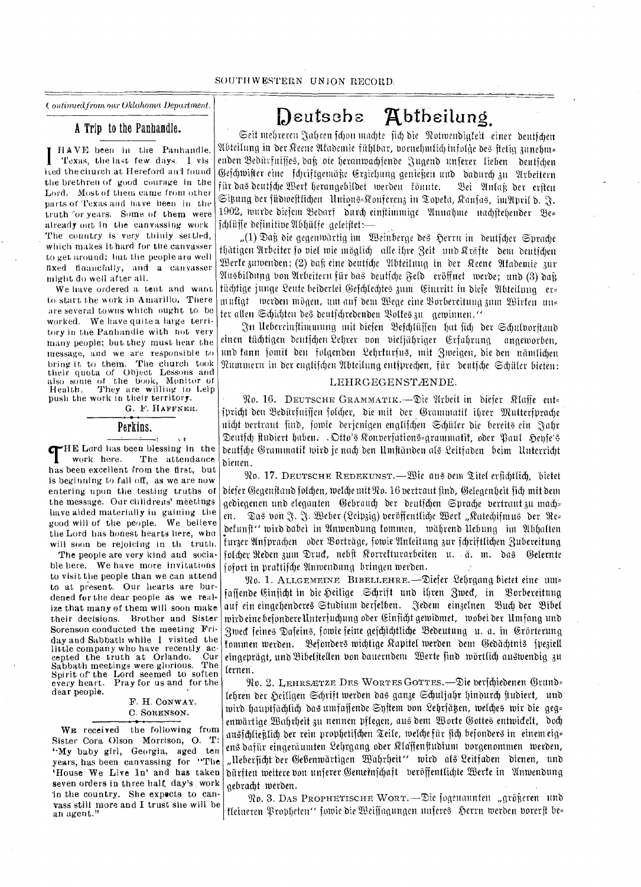*Continued from our Oklahoma Department.*

## A Trip to the Panhandle.

I HAVE been in the Panhandle, Texas, the last few days. I visited the church at Hereford and found the brethren of good courage in the Lord. Most of them came from other parts of Texas and have been in the truth for years. Some of them were already out in the canvassing work. The country is very thinly settled, which makes it hard for the canvasser to get around; but the people are well fixed financially, and a canvasser might do well after all.

We have ordered a tent and want to start the work in Amarillo. There are several towns which ought to be worked. We have quite a large territory in the Panhandle with not very many people; but they must hear the message, and we are responsible to bring it to them. The church took their quota of Object Lessons and also some of the book, Monitor of Health. They are willing to help push the work in their territory.

G. F. HAFFNER.

## Perkins.

THE Lord has been blessing in the work here. The attendance has been excellent from the first, but is beginning to fall off, as we are now entering upon the testing truths of the message. Our childrens' meetings have aided materially in gaining the good will of the people. We believe the Lord has honest hearts here, who will soon be rejoicing in th truth.

The people are very kind and sociable here. We have more invitations to visit the people than we can attend to at present. Our hearts are burdened for the dear people as we realize that many of them will soon make their decisions. Brother and Sister Sorenson conducted the meeting Friday and Sabbath while I visited the little company who have recently accepted the truth at Orlando. Our Sabbath meetings were glorious. The Spirit of the Lord seemed to soften every heart. Pray for us and for the dear people.

F. H. CONWAY.
C. SORENSON.

---

WE received the following from Sister Cora Olson Morrison, O. T: "My baby girl, Georgia, aged ten years, has been canvassing for "The 'House We Live In' and has taken seven orders in three half day's work in the country. She expects to canvass still more and I trust she will be an agent."

# Deutsche Abtheilung.

Seit mehreren Jahren schon machte sich die Notwendigkeit einer deutschen Abteilung in der Keene Akademie fühlbar, vornehmlich infolge des stetig zunehmenden Bedürfnisses, daß die heranwachsende Jugend unserer lieben deutschen Geschwister eine schriftgemäße Erziehung genießen und dadurch zu Arbeitern für das deutsche Werk herangebildet werden könnte. Bei Anlaß der ersten Sitzung der südwestlichen Unions-Konferenz in Topeka, Kansas, im April d. J. 1902, wurde diesem Bedarf durch einstimmige Annahme nachstehender Beschlüsse definitive Abhülfe geleistet:—

„(1) Daß die gegenwärtig im Weinberge des Herrn in deutscher Sprache thätigen Arbeiter so viel wie möglich alle ihre Zeit und Kräfte dem deutschen Werke zuwenden; (2) daß eine deutsche Abteilung in der Keene Akademie zur Ausbildung von Arbeitern für das deutsche Feld eröffnet werde; und (3) daß tüchtige junge Leute beiderlei Geschlechtes zum Eintritt in diese Abteilung ermutigt werden mögen, um auf dem Wege eine Vorbereitung zum Wirken unter allen Schichten des deutschredenden Volkes zu gewinnen."

In Uebereinstimmung mit diesen Beschlüssen hat sich der Schulvorstand einen tüchtigen deutschen Lehrer von vieljähriger Erfahrung angeworben, und kann somit den folgenden Lehrkursus, mit Zweigen, die den nämlichen Nummern in der englischen Abteilung entsprechen, für deutsche Schüler bieten:

### LEHRGEGENSTÆNDE.

No. 16. DEUTSCHE GRAMMATIK.—Die Arbeit in dieser Klasse entspricht den Bedürfnissen solcher, die mit der Grammatik ihrer Muttersprache nicht vertraut sind, sowie derjenigen englischen Schüler die bereits ein Jahr Deutsch studiert haben. Otto's Konversations-grammatik, oder Paul Heyse's deutsche Grammatik wird je nach den Umständen als Leitfaden beim Unterricht dienen.

No. 17. DEUTSCHE REDEKUNST.—Wie aus dem Titel ersichtlich, bietet dieser Gegenstand solchen, welche mit No. 16 vertraut sind, Gelegenheit sich mit dem gediegenen und eleganten Gebrauch der deutschen Sprache vertraut zu machen. Das von J. J. Weber (Leipzig) veröffentliche Werk „Katechismus der Redekunst" wird dabei in Anwendung kommen, während Uebung im Abhalten kurzer Ansprachen oder Vorträge, sowie Anleitung zur schriftlichen Zubereitung solcher Reden zum Druck, nebst Korrekturarbeiten u. ä. m. das Gelernte sofort in praktische Anwendung bringen werden.

No. 1. ALLGEMEINE BIBELLEHRE.—Dieser Lehrgang bietet eine umfassende Einsicht in die Heilige Schrift und ihren Zweck, in Vorbereitung auf ein eingehenderes Studium derselben. Jedem einzelnen Buch der Bibel wird eine besondere Untersuchung oder Einsicht gewidmet, wobei der Umfang und Zweck seines Daseins, sowie seine geschichtliche Bedeutung u. a. in Erörterung kommen werden. Besonders wichtige Kapitel werden dem Gedächtnis speziell eingeprägt, und Bibelstellen von dauerndem Werte sind wörtlich auswendig zu lernen.

No. 2. LEHRSÆTZE DES WORTES GOTTES.—Die verschiedenen Grundlehren der Heiligen Schrift werden das ganze Schuljahr hindurch studiert, und wird hauptsächlich das umfassende System von Lehrsätzen, welches wir die gegenwärtige Wahrheit zu nennen pflegen, aus dem Worte Gottes entwickelt, doch ausschließlich der rein prophetischen Teile, welche für sich besonders in einem eigens dafür eingeräumten Lehrgang oder Klassenstudium vorgenommen werden, „Ueberficht der Gegenwärtigen Wahrheit" wird als Leitfaden dienen, und dürften weitere von unserer Gemeinschaft veröffentlichte Werke in Anwendung gebracht werden.

No. 3. DAS PROPHETISCHE WORT.—Die sogenannten „größeren und kleineren Propheten" sowie die Weissagungen unseres Herrn werden vorerst be-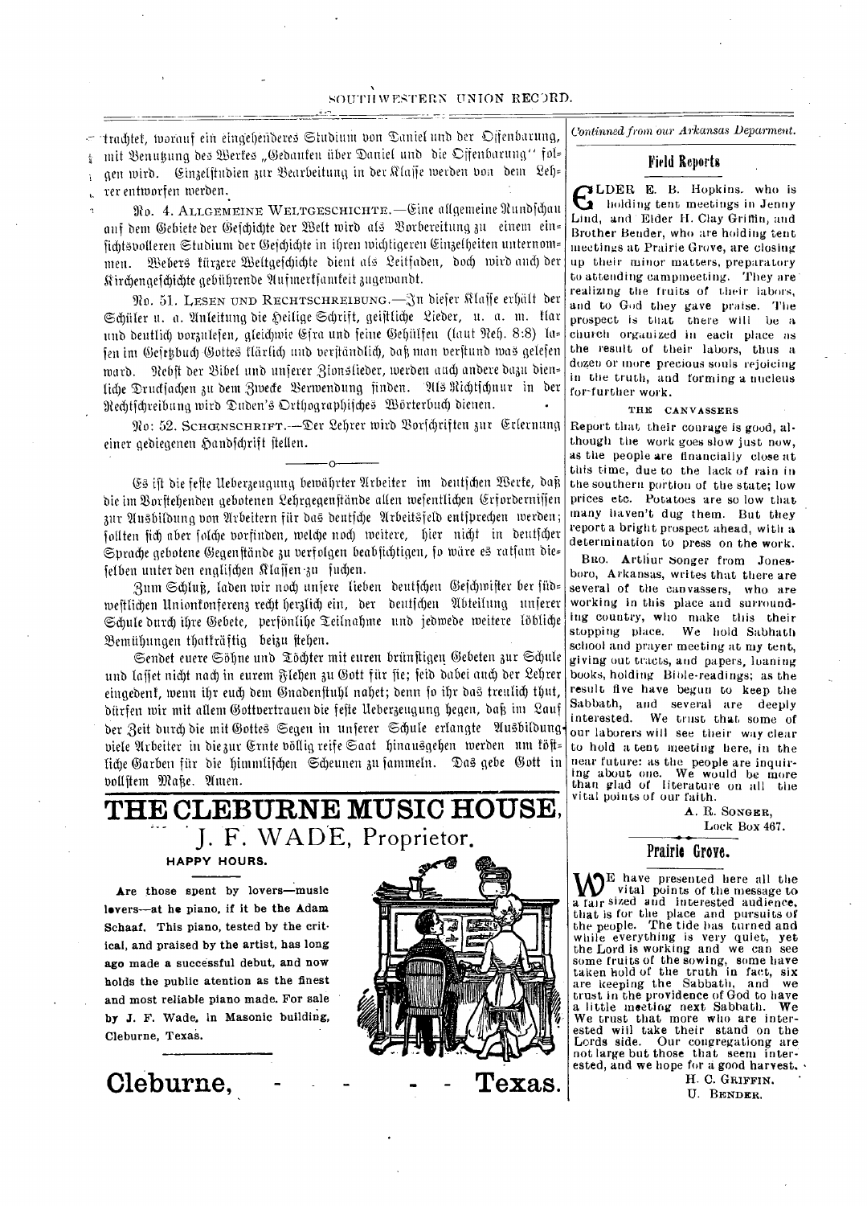trachtet, worauf ein eingehenderes Studium von Daniel und der Offenbarung, mit Benutzung des Werkes „Gedanken über Daniel und die Offenbarung" folgen wird. Einzelstudien zur Bearbeitung in der Klasse werden von dem Lehrer entworfen werden.

No. 4. ALLGEMEINE WELTGESCHICHTE.—Eine allgemeine Rundschau auf dem Gebiete der Geschichte der Welt wird als Vorbereitung zu einem einsichtsvolleren Studium der Geschichte in ihren wichtigeren Einzelheiten unternommen. Webers kürzere Weltgeschichte dient als Leitfaden, doch wird auch der Kirchengeschichte gebührende Aufmerksamkeit zugewandt.

No. 51. LESEN UND RECHTSCHREIBUNG.—In dieser Klasse erhält der Schüler u. a. Anleitung die Heilige Schrift, geistliche Lieder, u. a. m. klar und deutlich vorzulesen, gleichwie Esra und seine Gehülfen (laut Neh. 8:8) lasen im Gesetzbuch Gottes klärlich und verständlich, daß man verstund was gelesen ward. Nebst der Bibel und unserer Zionslieder, werden auch andere dazu dienliche Drucksachen zu dem Zwecke Verwendung finden. Als Richtschnur in der Rechtschreibung wird Duden's Orthographisches Wörterbuch dienen.

No: 52. SCHŒNSCHRIFT.—Der Lehrer wird Vorschriften zur Erlernung einer gediegenen Handschrift stellen.

---

Es ist die feste Ueberzeugung bewährter Arbeiter im deutschen Werke, daß die im Vorstehenden gebotenen Lehrgegenstände allen wesentlichen Erfordernissen zur Ausbildung von Arbeitern für das deutsche Arbeitsfeld entsprechen werden; sollten sich aber solche vorfinden, welche noch weitere, hier nicht in deutscher Sprache gebotene Gegenstände zu verfolgen beabsichtigen, so wäre es ratsam dieselben unter den englischen Klassen zu suchen.

Zum Schluß, laden wir noch unsere lieben deutschen Geschwister der südwestlichen Unionkonferenz recht herzlich ein, der deutschen Abteilung unserer Schule durch ihre Gebete, persönliche Teilnahme und jedwede weitere löbliche Bemühungen thatkräftig beizu stehen.

Sendet euere Söhne und Töchter mit euren brünstigen Gebeten zur Schule und lasset nicht nach in eurem Flehen zu Gott für sie; seid dabei auch der Lehrer eingedenk, wenn ihr euch dem Gnadenstuhl nahet; denn so ihr das treulich thut, dürfen wir mit allem Gottvertrauen die feste Ueberzeugung hegen, daß im Lauf der Zeit durch die mit Gottes Segen in unserer Schule erlangte Ausbildung viele Arbeiter in die zur Ernte völlig reife Saat hinausgehen werden um köstliche Garben für die himmlischen Scheunen zu sammeln. Das gebe Gott in vollstem Maße. Amen.

# THE CLEBURNE MUSIC HOUSE,

## J. F. WADE, Proprietor.

**HAPPY HOURS.**

**Are those spent by lovers—music lovers—at he piano, if it be the Adam Schaaf. This piano, tested by the critical, and praised by the artist, has long ago made a successful debut, and now holds the public atention as the finest and most reliable piano made. For sale by J. F. Wade, in Masonic building, Cleburne, Texas.**

**Cleburne, - - - - - Texas.**

*Continued from our Arkansas Deparment.*

### Field Reports

ELDER E. B. Hopkins. who is holding tent meetings in Jenny Lind, and Elder H. Clay Griffin, and Brother Bender, who are holding tent meetings at Prairie Grove, are closing up their minor matters, preparatory to attending campmeeting. They are realizing the fruits of their labors, and to God they gave praise. The prospect is that there will be a church organized in each place as the result of their labors, thus a dozen or more precious souls rejoicing in the truth, and forming a nucleus for further work.

THE CANVASSERS

Report that their courage is good, although the work goes slow just now, as the people are financially close at this time, due to the lack of rain in the southern portion of the state; low prices etc. Potatoes are so low that many haven't dug them. But they report a bright prospect ahead, with a determination to press on the work.

BRO. Arthur Songer from Jonesboro, Arkansas, writes that there are several of the canvassers, who are working in this place and surrounding country, who make this their stopping place. We hold Sabbath school and prayer meeting at my tent, giving out tracts, and papers, loaning books, holding Bible-readings; as the result five have begun to keep the Sabbath, and several are deeply interested. We trust that some of our laborers will see their way clear to hold a tent meeting here, in the near future: as the people are inquiring about one. We would be more than glad of literature on all the vital points of our faith.

A. R. SONGER,
Lock Box 467.

### Prairie Grove.

WE have presented here all the vital points of the message to a fair sized and interested audience, that is for the place and pursuits of the people. The tide has turned and while everything is very quiet, yet the Lord is working and we can see some fruits of the sowing, some have taken hold of the truth in fact, six are keeping the Sabbath, and we trust in the providence of God to have a little meeting next Sabbath. We We trust that more who are interested will take their stand on the Lords side. Our congregationg are not large but those that seem interested, and we hope for a good harvest.

H. C. GRIFFIN.
U. BENDER.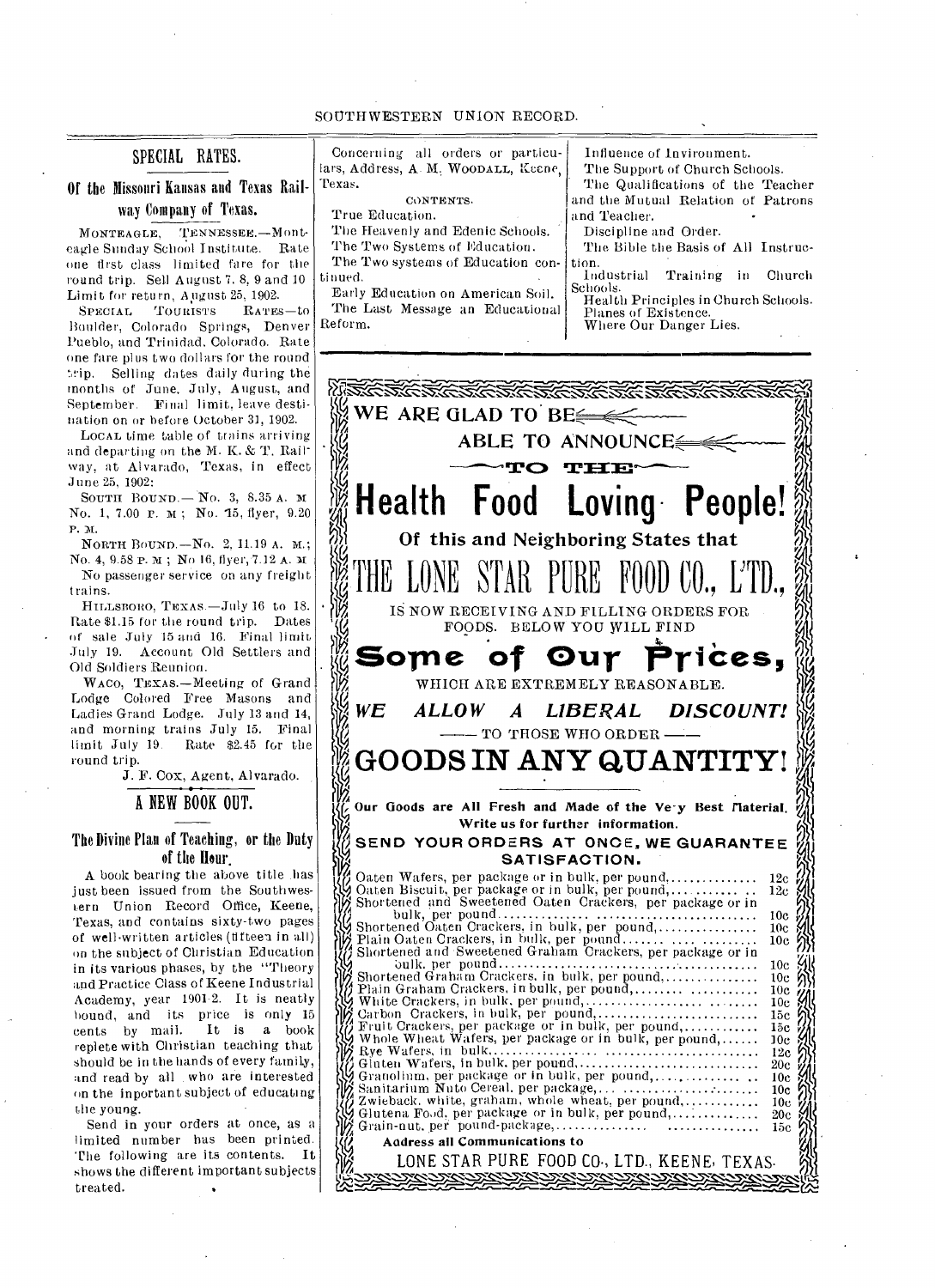## SPECIAL RATES.

### Of the Missouri Kansas and Texas Railway Company of Texas.

MONTEAGLE, TENNESSEE.—Monteagle Sunday School Institute. Rate one first class limited fare for the round trip. Sell August 7, 8, 9 and 10 Limit for return, August 25, 1902.

SPECIAL TOURISTS RATES—to Boulder, Colorado Springs, Denver Pueblo, and Trinidad, Colorado. Rate one fare plus two dollars for the round trip. Selling dates daily during the months of June, July, August, and September. Final limit, leave destination on or before October 31, 1902.

LOCAL time table of trains arriving and departing on the M. K. & T. Railway, at Alvarado, Texas, in effect June 25, 1902:

SOUTH BOUND.—No. 3, 8.35 A. M No. 1, 7.00 P. M; No. 15, flyer, 9.20 P. M.

NORTH BOUND.—No. 2, 11.19 A. M.; No. 4, 9.58 P. M; No 16, flyer, 7.12 A. M

No passenger service on any freight trains.

HILLSBORO, TEXAS.—July 16 to 18. Rate $1.15 for the round trip. Dates of sale July 15 and 16. Final limit July 19. Account Old Settlers and Old Soldiers Reunion.

WACO, TEXAS.—Meeting of Grand Lodge Colored Free Masons and Ladies Grand Lodge. July 13 and 14, and morning trains July 15. Final limit July 19. Rate $2.45 for the round trip.

J. F. Cox, Agent, Alvarado.

## A NEW BOOK OUT.

### The Divine Plan of Teaching, or the Duty of the Hour.

A book bearing the above title has just been issued from the Southwestern Union Record Office, Keene, Texas, and contains sixty-two pages of well-written articles (fifteen in all) on the subject of Christian Education in its various phases, by the "Theory and Practice Class of Keene Industrial Academy, year 1901-2. It is neatly bound, and its price is only 15 cents by mail. It is a book replete with Christian teaching that should be in the hands of every family, and read by all who are interested on the inportant subject of educating the young.

Send in your orders at once, as a limited number has been printed. The following are its contents. It shows the different important subjects treated.

Concerning all orders or particulars, Address, A. M. WOODALL, Keene, Texas.

CONTENTS.

True Education.
The Heavenly and Edenic Schools.
The Two Systems of Education.
The Two systems of Education continued.
Early Education on American Soil.
The Last Message an Educational Reform.
Influence of Invironment.
The Support of Church Schools.
The Qualifications of the Teacher and the Mutual Relation of Patrons and Teacher.
Discipline and Order.
The Bible the Basis of All Instruction.
Industrial Training in Church Schools.
Health Principles in Church Schools.
Planes of Existence.
Where Our Danger Lies.

---

WE ARE GLAD TO BE ABLE TO ANNOUNCE TO THE

# Health Food Loving People!

**Of this and Neighboring States that**

# THE LONE STAR PURE FOOD CO., L'TD.,

IS NOW RECEIVING AND FILLING ORDERS FOR FOODS. BELOW YOU WILL FIND

## Some of Our Prices,

WHICH ARE EXTREMELY REASONABLE.

***WE ALLOW A LIBERAL DISCOUNT!***

— TO THOSE WHO ORDER —

## GOODS IN ANY QUANTITY!

**Our Goods are All Fresh and Made of the Ve-y Best Material. Write us for further information.**

**SEND YOUR ORDERS AT ONCE, WE GUARANTEE SATISFACTION.**

| Item | Price |
|---|---|
| Oaten Wafers, per package or in bulk, per pound | 12c |
| Oaten Biscuit, per package or in bulk, per pound | 12c |
| Shortened and Sweetened Oaten Crackers, per package or in bulk, per pound | 10c |
| Shortened Oaten Crackers, in bulk, per pound | 10c |
| Plain Oaten Crackers, in bulk, per pound | 10c |
| Shortened and Sweetened Graham Crackers, per package or in bulk, per pound | 10c |
| Shortened Graham Crackers, in bulk, per pound | 10c |
| Plain Graham Crackers, in bulk, per pound | 10c |
| White Crackers, in bulk, per pound | 10c |
| Carbon Crackers, in bulk, per pound | 15c |
| Fruit Crackers, per package or in bulk, per pound | 15c |
| Whole Wheat Wafers, per package or in bulk, per pound | 10c |
| Rye Wafers, in bulk | 12c |
| Gluten Wafers, in bulk, per pound | 20c |
| Granolium, per package or in bulk, per pound | 10c |
| Sanitarium Nuto Cereal, per package | 10c |
| Zwieback, white, graham, whole wheat, per pound | 10c |
| Glutena Food, per package or in bulk, per pound | 20c |
| Grain-nut, per pound-package | 15c |

**Address all Communications to**

LONE STAR PURE FOOD CO., LTD., KEENE, TEXAS.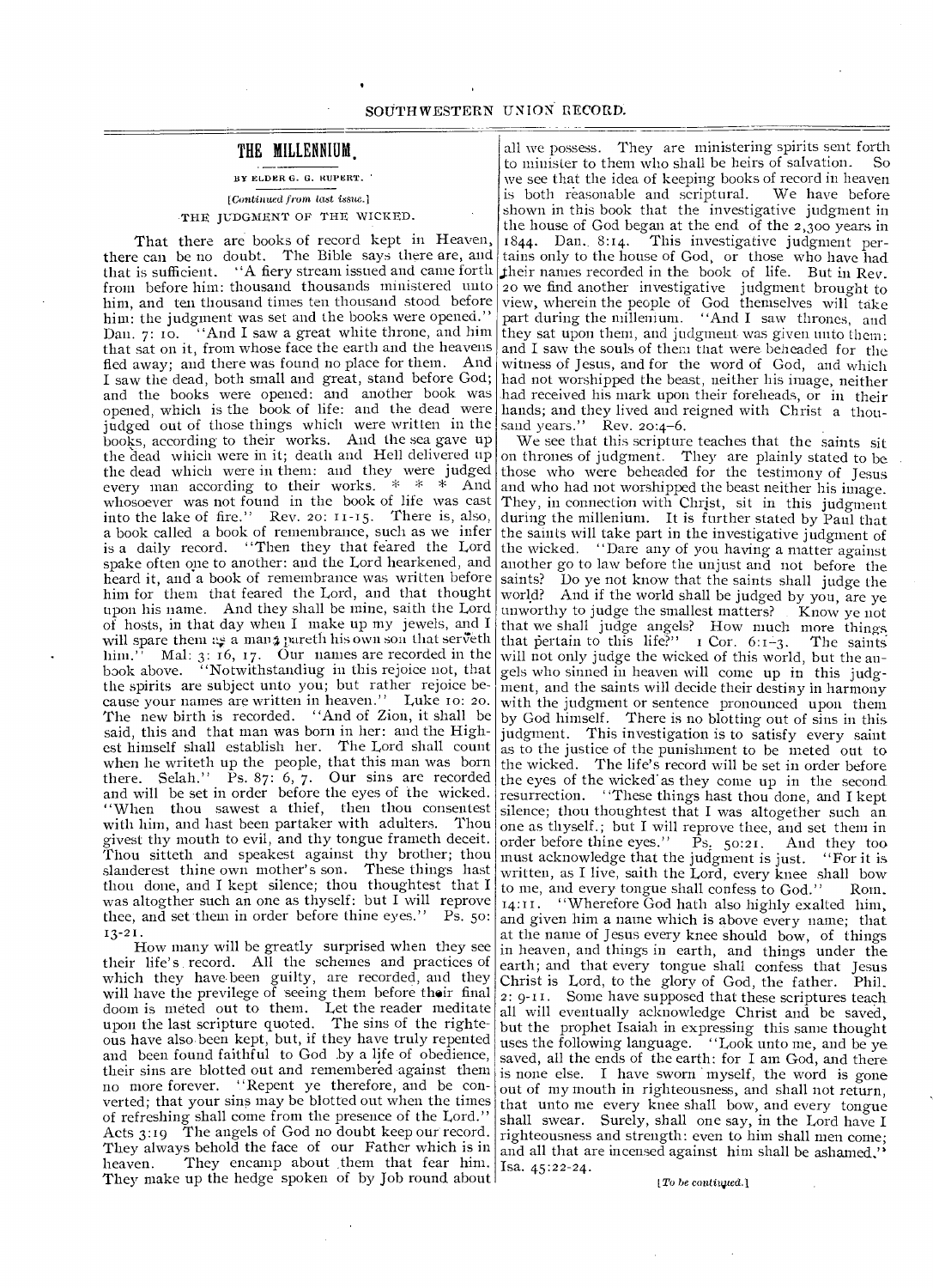# THE MILLENNIUM.

BY ELDER G. G. RUPERT.

*[Continued from last issue.]*

### THE JUDGMENT OF THE WICKED.

That there are books of record kept in Heaven, there can be no doubt. The Bible says there are, and that is sufficient. "A fiery stream issued and came forth from before him: thousand thousands ministered unto him, and ten thousand times ten thousand stood before him: the judgment was set and the books were opened." Dan. 7: 10. "And I saw a great white throne, and him that sat on it, from whose face the earth and the heavens fled away; and there was found no place for them. And I saw the dead, both small and great, stand before God; and the books were opened: and another book was opened, which is the book of life: and the dead were judged out of those things which were written in the books, according to their works. And the sea gave up the dead which were in it; death and Hell delivered up the dead which were in them: and they were judged every man according to their works. * * * And whosoever was not found in the book of life was cast into the lake of fire." Rev. 20: 11-15. There is, also, a book called a book of remembrance, such as we infer is a daily record. "Then they that feared the Lord spake often one to another: and the Lord hearkened, and heard it, and a book of remembrance was written before him for them that feared the Lord, and that thought upon his name. And they shall be mine, saith the Lord of hosts, in that day when I make up my jewels, and I will spare them as a man spareth his own son that serveth him." Mal: 3: 16, 17. Our names are recorded in the book above. "Notwithstanding in this rejoice not, that the spirits are subject unto you; but rather rejoice because your names are written in heaven." Luke 10: 20. The new birth is recorded. "And of Zion, it shall be said, this and that man was born in her: and the Highest himself shall establish her. The Lord shall count when he writeth up the people, that this man was born there. Selah." Ps. 87: 6, 7. Our sins are recorded and will be set in order before the eyes of the wicked. "When thou sawest a thief, then thou consentest with him, and hast been partaker with adulters. Thou givest thy mouth to evil, and thy tongue frameth deceit. Thou sittest and speakest against thy brother; thou slanderest thine own mother's son. These things hast thou done, and I kept silence; thou thoughtest that I was altogther such an one as thyself: but I will reprove thee, and set them in order before thine eyes." Ps. 50: 13-21.

How many will be greatly surprised when they see their life's record. All the schemes and practices of which they have been guilty, are recorded, and they will have the previlege of seeing them before their final doom is meted out to them. Let the reader meditate upon the last scripture quoted. The sins of the righteous have also been kept, but, if they have truly repented and been found faithful to God by a life of obedience, their sins are blotted out and remembered against them no more forever. "Repent ye therefore, and be converted; that your sins may be blotted out when the times of refreshing shall come from the presence of the Lord." Acts 3:19 The angels of God no doubt keep our record. They always behold the face of our Father which is in heaven. They encamp about them that fear him. They make up the hedge spoken of by Job round about all we possess. They are ministering spirits sent forth to minister to them who shall be heirs of salvation. So we see that the idea of keeping books of record in heaven is both reasonable and scriptural. We have before shown in this book that the investigative judgment in the house of God began at the end of the 2,300 years in 1844. Dan. 8:14. This investigative judgment pertains only to the house of God, or those who have had their names recorded in the book of life. But in Rev. 20 we find another investigative judgment brought to view, wherein the people of God themselves will take part during the millenium. "And I saw thrones, and they sat upon them, and judgment was given unto them: and I saw the souls of them that were beheaded for the witness of Jesus, and for the word of God, and which had not worshipped the beast, neither his image, neither had received his mark upon their foreheads, or in their hands; and they lived and reigned with Christ a thousand years." Rev. 20:4-6.

We see that this scripture teaches that the saints sit on thrones of judgment. They are plainly stated to be those who were beheaded for the testimony of Jesus and who had not worshipped the beast neither his image. They, in connection with Christ, sit in this judgment during the millenium. It is further stated by Paul that the saints will take part in the investigative judgment of the wicked. "Dare any of you having a matter against another go to law before the unjust and not before the saints? Do ye not know that the saints shall judge the world? And if the world shall be judged by you, are ye unworthy to judge the smallest matters? Know ye not that we shall judge angels? How much more things that pertain to this life?" 1 Cor. 6:1-3. The saints will not only judge the wicked of this world, but the angels who sinned in heaven will come up in this judgment, and the saints will decide their destiny in harmony with the judgment or sentence pronounced upon them by God himself. There is no blotting out of sins in this judgment. This investigation is to satisfy every saint as to the justice of the punishment to be meted out to the wicked. The life's record will be set in order before the eyes of the wicked as they come up in the second resurrection. "These things hast thou done, and I kept silence; thou thoughtest that I was altogether such an one as thyself.; but I will reprove thee, and set them in order before thine eyes." Ps. 50:21. And they too must acknowledge that the judgment is just. "For it is written, as I live, saith the Lord, every knee shall bow to me, and every tongue shall confess to God." Rom. 14:11. "Wherefore God hath also highly exalted him, and given him a name which is above every name; that at the name of Jesus every knee should bow, of things in heaven, and things in earth, and things under the earth; and that every tongue shall confess that Jesus Christ is Lord, to the glory of God, the father. Phil. 2: 9-11. Some have supposed that these scriptures teach all will eventually acknowledge Christ and be saved, but the prophet Isaiah in expressing this same thought uses the following language. "Look unto me, and be ye saved, all the ends of the earth: for I am God, and there is none else. I have sworn myself, the word is gone out of my mouth in righteousness, and shall not return, that unto me every knee shall bow, and every tongue shall swear. Surely, shall one say, in the Lord have I righteousness and strength: even to him shall men come; and all that are incensed against him shall be ashamed." Isa. 45:22-24.

*[To be continued.]*